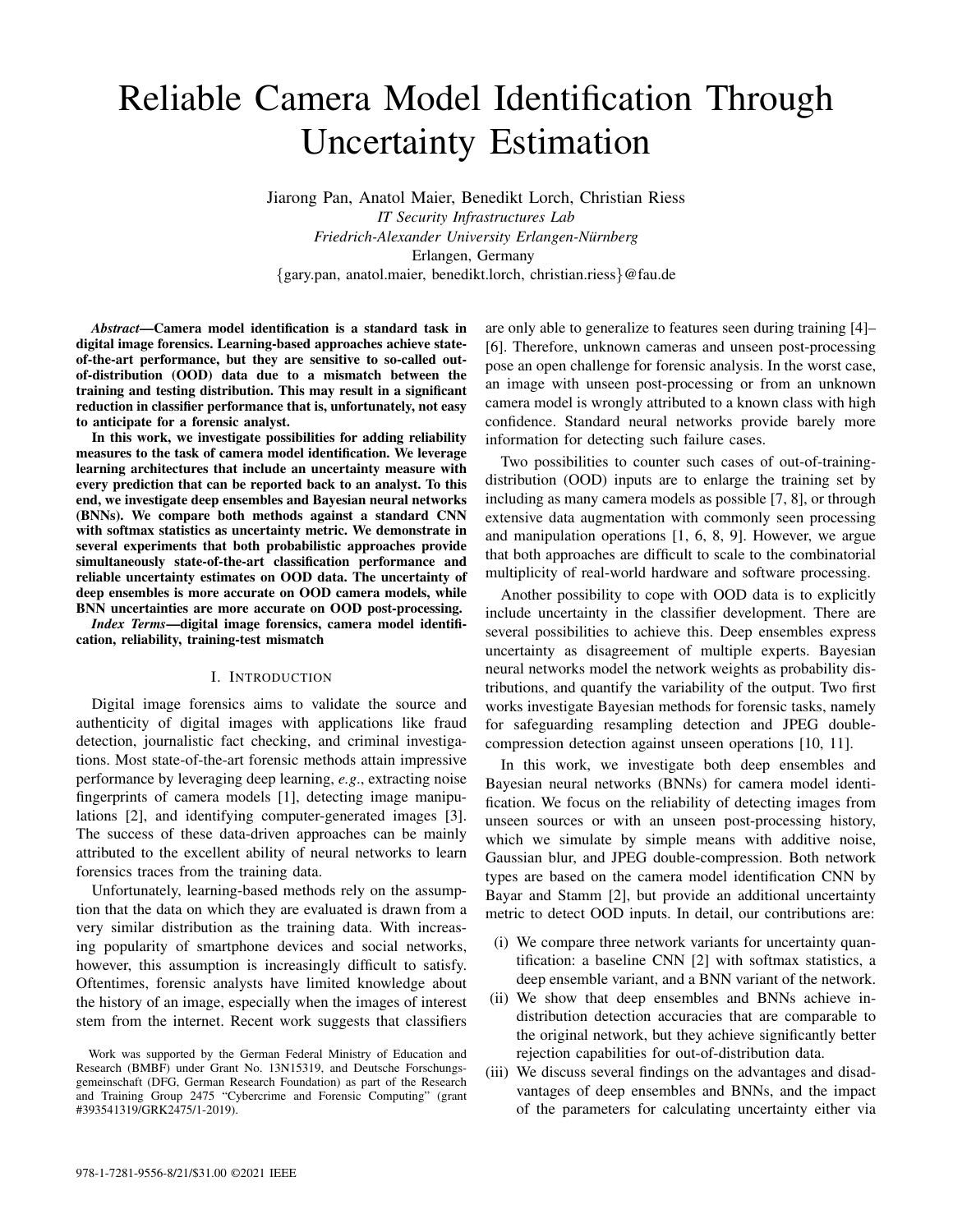# Reliable Camera Model Identification Through Uncertainty Estimation

Jiarong Pan, Anatol Maier, Benedikt Lorch, Christian Riess
*IT Security Infrastructures Lab*
*Friedrich-Alexander University Erlangen-Nürnberg*
Erlangen, Germany
{gary.pan, anatol.maier, benedikt.lorch, christian.riess}@fau.de

***Abstract*—Camera model identification is a standard task in digital image forensics. Learning-based approaches achieve state-of-the-art performance, but they are sensitive to so-called out-of-distribution (OOD) data due to a mismatch between the training and testing distribution. This may result in a significant reduction in classifier performance that is, unfortunately, not easy to anticipate for a forensic analyst.**

**In this work, we investigate possibilities for adding reliability measures to the task of camera model identification. We leverage learning architectures that include an uncertainty measure with every prediction that can be reported back to an analyst. To this end, we investigate deep ensembles and Bayesian neural networks (BNNs). We compare both methods against a standard CNN with softmax statistics as uncertainty metric. We demonstrate in several experiments that both probabilistic approaches provide simultaneously state-of-the-art classification performance and reliable uncertainty estimates on OOD data. The uncertainty of deep ensembles is more accurate on OOD camera models, while BNN uncertainties are more accurate on OOD post-processing.**

***Index Terms*—digital image forensics, camera model identification, reliability, training-test mismatch**

## I. Introduction

Digital image forensics aims to validate the source and authenticity of digital images with applications like fraud detection, journalistic fact checking, and criminal investigations. Most state-of-the-art forensic methods attain impressive performance by leveraging deep learning, *e.g.*, extracting noise fingerprints of camera models [1], detecting image manipulations [2], and identifying computer-generated images [3]. The success of these data-driven approaches can be mainly attributed to the excellent ability of neural networks to learn forensics traces from the training data.

Unfortunately, learning-based methods rely on the assumption that the data on which they are evaluated is drawn from a very similar distribution as the training data. With increasing popularity of smartphone devices and social networks, however, this assumption is increasingly difficult to satisfy. Oftentimes, forensic analysts have limited knowledge about the history of an image, especially when the images of interest stem from the internet. Recent work suggests that classifiers are only able to generalize to features seen during training [4]–[6]. Therefore, unknown cameras and unseen post-processing pose an open challenge for forensic analysis. In the worst case, an image with unseen post-processing or from an unknown camera model is wrongly attributed to a known class with high confidence. Standard neural networks provide barely more information for detecting such failure cases.

Two possibilities to counter such cases of out-of-training-distribution (OOD) inputs are to enlarge the training set by including as many camera models as possible [7, 8], or through extensive data augmentation with commonly seen processing and manipulation operations [1, 6, 8, 9]. However, we argue that both approaches are difficult to scale to the combinatorial multiplicity of real-world hardware and software processing.

Another possibility to cope with OOD data is to explicitly include uncertainty in the classifier development. There are several possibilities to achieve this. Deep ensembles express uncertainty as disagreement of multiple experts. Bayesian neural networks model the network weights as probability distributions, and quantify the variability of the output. Two first works investigate Bayesian methods for forensic tasks, namely for safeguarding resampling detection and JPEG double-compression detection against unseen operations [10, 11].

In this work, we investigate both deep ensembles and Bayesian neural networks (BNNs) for camera model identification. We focus on the reliability of detecting images from unseen sources or with an unseen post-processing history, which we simulate by simple means with additive noise, Gaussian blur, and JPEG double-compression. Both network types are based on the camera model identification CNN by Bayar and Stamm [2], but provide an additional uncertainty metric to detect OOD inputs. In detail, our contributions are:

(i) We compare three network variants for uncertainty quantification: a baseline CNN [2] with softmax statistics, a deep ensemble variant, and a BNN variant of the network.

(ii) We show that deep ensembles and BNNs achieve in-distribution detection accuracies that are comparable to the original network, but they achieve significantly better rejection capabilities for out-of-distribution data.

(iii) We discuss several findings on the advantages and disadvantages of deep ensembles and BNNs, and the impact of the parameters for calculating uncertainty either via

---

Work was supported by the German Federal Ministry of Education and Research (BMBF) under Grant No. 13N15319, and Deutsche Forschungsgemeinschaft (DFG, German Research Foundation) as part of the Research and Training Group 2475 "Cybercrime and Forensic Computing" (grant #393541319/GRK2475/1-2019).

978-1-7281-9556-8/21/$31.00 ©2021 IEEE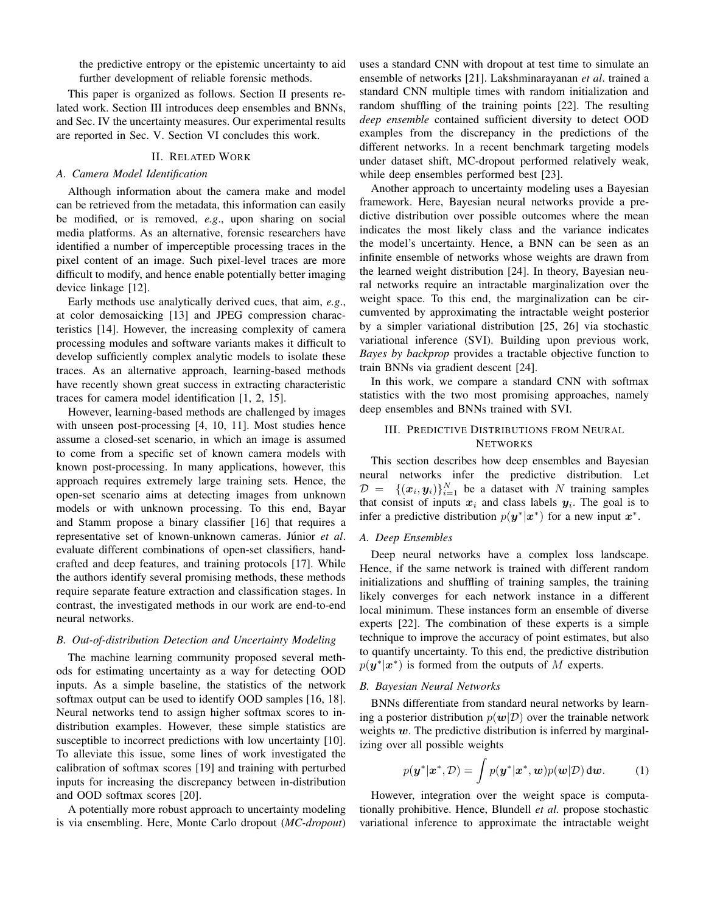the predictive entropy or the epistemic uncertainty to aid further development of reliable forensic methods.

This paper is organized as follows. Section II presents related work. Section III introduces deep ensembles and BNNs, and Sec. IV the uncertainty measures. Our experimental results are reported in Sec. V. Section VI concludes this work.

## II. Related Work

### A. Camera Model Identification

Although information about the camera make and model can be retrieved from the metadata, this information can easily be modified, or is removed, *e.g.*, upon sharing on social media platforms. As an alternative, forensic researchers have identified a number of imperceptible processing traces in the pixel content of an image. Such pixel-level traces are more difficult to modify, and hence enable potentially better imaging device linkage [12].

Early methods use analytically derived cues, that aim, *e.g.*, at color demosaicking [13] and JPEG compression characteristics [14]. However, the increasing complexity of camera processing modules and software variants makes it difficult to develop sufficiently complex analytic models to isolate these traces. As an alternative approach, learning-based methods have recently shown great success in extracting characteristic traces for camera model identification [1, 2, 15].

However, learning-based methods are challenged by images with unseen post-processing [4, 10, 11]. Most studies hence assume a closed-set scenario, in which an image is assumed to come from a specific set of known camera models with known post-processing. In many applications, however, this approach requires extremely large training sets. Hence, the open-set scenario aims at detecting images from unknown models or with unknown processing. To this end, Bayar and Stamm propose a binary classifier [16] that requires a representative set of known-unknown cameras. Júnior *et al*. evaluate different combinations of open-set classifiers, handcrafted and deep features, and training protocols [17]. While the authors identify several promising methods, these methods require separate feature extraction and classification stages. In contrast, the investigated methods in our work are end-to-end neural networks.

### B. Out-of-distribution Detection and Uncertainty Modeling

The machine learning community proposed several methods for estimating uncertainty as a way for detecting OOD inputs. As a simple baseline, the statistics of the network softmax output can be used to identify OOD samples [16, 18]. Neural networks tend to assign higher softmax scores to in-distribution examples. However, these simple statistics are susceptible to incorrect predictions with low uncertainty [10]. To alleviate this issue, some lines of work investigated the calibration of softmax scores [19] and training with perturbed inputs for increasing the discrepancy between in-distribution and OOD softmax scores [20].

A potentially more robust approach to uncertainty modeling is via ensembling. Here, Monte Carlo dropout (*MC-dropout*) uses a standard CNN with dropout at test time to simulate an ensemble of networks [21]. Lakshminarayanan *et al*. trained a standard CNN multiple times with random initialization and random shuffling of the training points [22]. The resulting *deep ensemble* contained sufficient diversity to detect OOD examples from the discrepancy in the predictions of the different networks. In a recent benchmark targeting models under dataset shift, MC-dropout performed relatively weak, while deep ensembles performed best [23].

Another approach to uncertainty modeling uses a Bayesian framework. Here, Bayesian neural networks provide a predictive distribution over possible outcomes where the mean indicates the most likely class and the variance indicates the model's uncertainty. Hence, a BNN can be seen as an infinite ensemble of networks whose weights are drawn from the learned weight distribution [24]. In theory, Bayesian neural networks require an intractable marginalization over the weight space. To this end, the marginalization can be circumvented by approximating the intractable weight posterior by a simpler variational distribution [25, 26] via stochastic variational inference (SVI). Building upon previous work, *Bayes by backprop* provides a tractable objective function to train BNNs via gradient descent [24].

In this work, we compare a standard CNN with softmax statistics with the two most promising approaches, namely deep ensembles and BNNs trained with SVI.

## III. Predictive Distributions from Neural Networks

This section describes how deep ensembles and Bayesian neural networks infer the predictive distribution. Let $\mathcal{D} = \{(\boldsymbol{x}_i, \boldsymbol{y}_i)\}_{i=1}^N$ be a dataset with $N$ training samples that consist of inputs $\boldsymbol{x}_i$ and class labels $\boldsymbol{y}_i$. The goal is to infer a predictive distribution $p(\boldsymbol{y}^*|\boldsymbol{x}^*)$ for a new input $\boldsymbol{x}^*$.

### A. Deep Ensembles

Deep neural networks have a complex loss landscape. Hence, if the same network is trained with different random initializations and shuffling of training samples, the training likely converges for each network instance in a different local minimum. These instances form an ensemble of diverse experts [22]. The combination of these experts is a simple technique to improve the accuracy of point estimates, but also to quantify uncertainty. To this end, the predictive distribution $p(\boldsymbol{y}^*|\boldsymbol{x}^*)$ is formed from the outputs of $M$ experts.

### B. Bayesian Neural Networks

BNNs differentiate from standard neural networks by learning a posterior distribution $p(\boldsymbol{w}|\mathcal{D})$ over the trainable network weights $\boldsymbol{w}$. The predictive distribution is inferred by marginalizing over all possible weights

$$p(\boldsymbol{y}^*|\boldsymbol{x}^*, \mathcal{D}) = \int p(\boldsymbol{y}^*|\boldsymbol{x}^*, \boldsymbol{w}) p(\boldsymbol{w}|\mathcal{D}) \, \mathrm{d}\boldsymbol{w}. \tag{1}$$

However, integration over the weight space is computationally prohibitive. Hence, Blundell *et al.* propose stochastic variational inference to approximate the intractable weight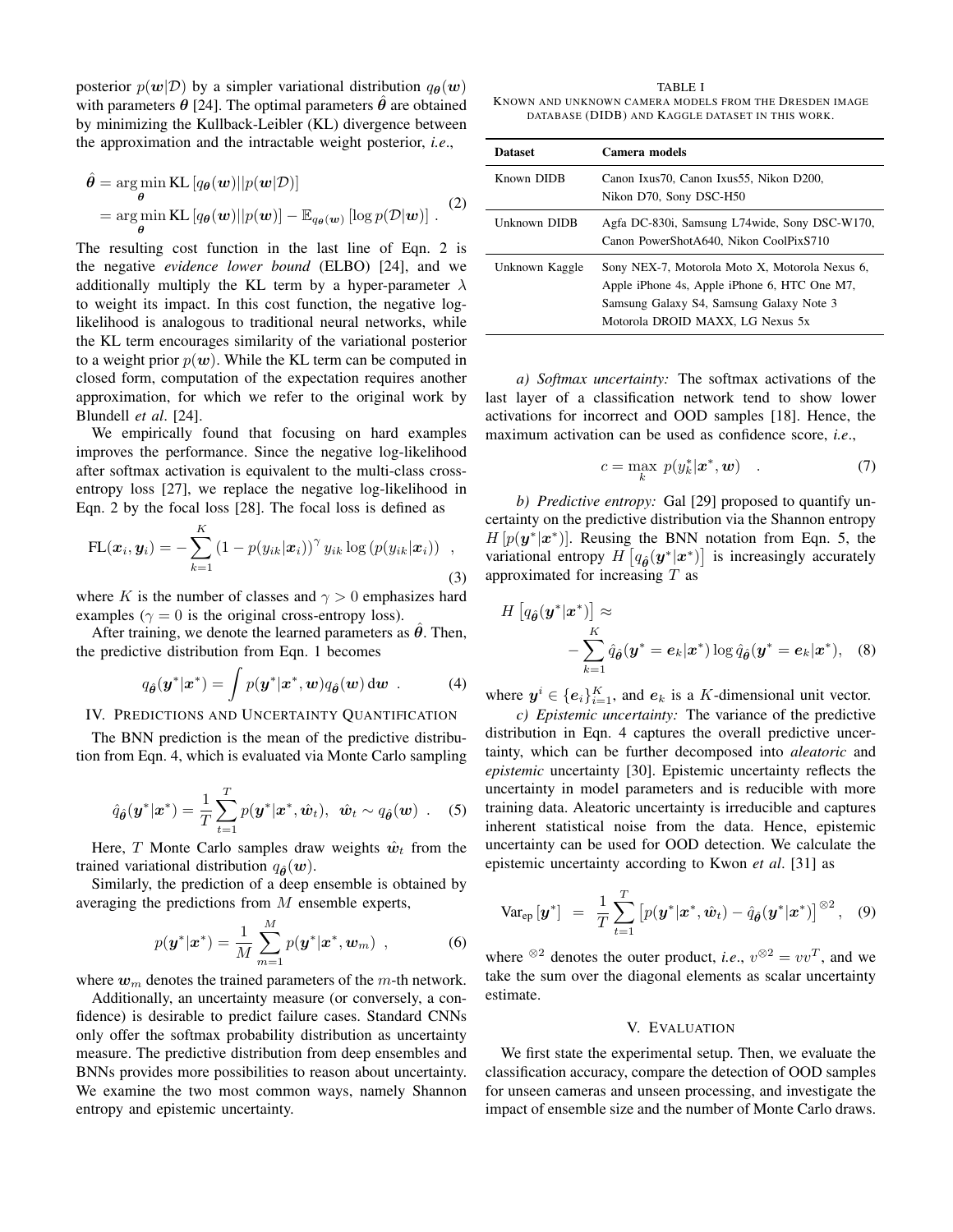posterior $p(\boldsymbol{w}|\mathcal{D})$ by a simpler variational distribution $q_{\boldsymbol{\theta}}(\boldsymbol{w})$ with parameters $\boldsymbol{\theta}$ [24]. The optimal parameters $\hat{\boldsymbol{\theta}}$ are obtained by minimizing the Kullback-Leibler (KL) divergence between the approximation and the intractable weight posterior, *i.e.*,

$$\begin{aligned}\hat{\boldsymbol{\theta}} &= \arg\min_{\boldsymbol{\theta}} \mathrm{KL}\left[q_{\boldsymbol{\theta}}(\boldsymbol{w})||p(\boldsymbol{w}|\mathcal{D})\right] \\ &= \arg\min_{\boldsymbol{\theta}} \mathrm{KL}\left[q_{\boldsymbol{\theta}}(\boldsymbol{w})||p(\boldsymbol{w})\right] - \mathbb{E}_{q_{\boldsymbol{\theta}}(\boldsymbol{w})}\left[\log p(\mathcal{D}|\boldsymbol{w})\right] \ .\end{aligned} \tag{2}$$

The resulting cost function in the last line of Eqn. 2 is the negative *evidence lower bound* (ELBO) [24], and we additionally multiply the KL term by a hyper-parameter $\lambda$ to weight its impact. In this cost function, the negative log-likelihood is analogous to traditional neural networks, while the KL term encourages similarity of the variational posterior to a weight prior $p(\boldsymbol{w})$. While the KL term can be computed in closed form, computation of the expectation requires another approximation, for which we refer to the original work by Blundell *et al*. [24].

We empirically found that focusing on hard examples improves the performance. Since the negative log-likelihood after softmax activation is equivalent to the multi-class cross-entropy loss [27], we replace the negative log-likelihood in Eqn. 2 by the focal loss [28]. The focal loss is defined as

$$\mathrm{FL}(\boldsymbol{x}_i, \boldsymbol{y}_i) = -\sum_{k=1}^{K} \left(1 - p(y_{ik}|\boldsymbol{x}_i)\right)^{\gamma} y_{ik} \log\left(p(y_{ik}|\boldsymbol{x}_i)\right) \ , \tag{3}$$

where $K$ is the number of classes and $\gamma > 0$ emphasizes hard examples ($\gamma = 0$ is the original cross-entropy loss).

After training, we denote the learned parameters as $\hat{\boldsymbol{\theta}}$. Then, the predictive distribution from Eqn. 1 becomes

$$q_{\hat{\boldsymbol{\theta}}}(\boldsymbol{y}^*|\boldsymbol{x}^*) = \int p(\boldsymbol{y}^*|\boldsymbol{x}^*, \boldsymbol{w}) q_{\hat{\boldsymbol{\theta}}}(\boldsymbol{w}) \,\mathrm{d}\boldsymbol{w} \ . \tag{4}$$

## IV. Predictions and Uncertainty Quantification

The BNN prediction is the mean of the predictive distribution from Eqn. 4, which is evaluated via Monte Carlo sampling

$$\hat{q}_{\hat{\boldsymbol{\theta}}}(\boldsymbol{y}^*|\boldsymbol{x}^*) = \frac{1}{T}\sum_{t=1}^{T} p(\boldsymbol{y}^*|\boldsymbol{x}^*, \hat{\boldsymbol{w}}_t), \ \ \hat{\boldsymbol{w}}_t \sim q_{\hat{\boldsymbol{\theta}}}(\boldsymbol{w}) \ . \tag{5}$$

Here, $T$ Monte Carlo samples draw weights $\hat{\boldsymbol{w}}_t$ from the trained variational distribution $q_{\hat{\boldsymbol{\theta}}}(\boldsymbol{w})$.

Similarly, the prediction of a deep ensemble is obtained by averaging the predictions from $M$ ensemble experts,

$$p(\boldsymbol{y}^*|\boldsymbol{x}^*) = \frac{1}{M}\sum_{m=1}^{M} p(\boldsymbol{y}^*|\boldsymbol{x}^*, \boldsymbol{w}_m) \ , \tag{6}$$

where $\boldsymbol{w}_m$ denotes the trained parameters of the $m$-th network.

Additionally, an uncertainty measure (or conversely, a confidence) is desirable to predict failure cases. Standard CNNs only offer the softmax probability distribution as uncertainty measure. The predictive distribution from deep ensembles and BNNs provides more possibilities to reason about uncertainty. We examine the two most common ways, namely Shannon entropy and epistemic uncertainty.

TABLE I
Known and unknown camera models from the Dresden image database (DIDB) and Kaggle dataset in this work.

| Dataset | Camera models |
|---|---|
| Known DIDB | Canon Ixus70, Canon Ixus55, Nikon D200, Nikon D70, Sony DSC-H50 |
| Unknown DIDB | Agfa DC-830i, Samsung L74wide, Sony DSC-W170, Canon PowerShotA640, Nikon CoolPixS710 |
| Unknown Kaggle | Sony NEX-7, Motorola Moto X, Motorola Nexus 6, Apple iPhone 4s, Apple iPhone 6, HTC One M7, Samsung Galaxy S4, Samsung Galaxy Note 3 Motorola DROID MAXX, LG Nexus 5x |

*a) Softmax uncertainty:* The softmax activations of the last layer of a classification network tend to show lower activations for incorrect and OOD samples [18]. Hence, the maximum activation can be used as confidence score, *i.e.*,

$$c = \max_k \ p(y_k^*|\boldsymbol{x}^*, \boldsymbol{w}) \quad . \tag{7}$$

*b) Predictive entropy:* Gal [29] proposed to quantify uncertainty on the predictive distribution via the Shannon entropy $H\left[p(\boldsymbol{y}^*|\boldsymbol{x}^*)\right]$. Reusing the BNN notation from Eqn. 5, the variational entropy $H\left[q_{\hat{\boldsymbol{\theta}}}(\boldsymbol{y}^*|\boldsymbol{x}^*)\right]$ is increasingly accurately approximated for increasing $T$ as

$$H\left[q_{\hat{\boldsymbol{\theta}}}(\boldsymbol{y}^*|\boldsymbol{x}^*)\right] \approx -\sum_{k=1}^{K} \hat{q}_{\hat{\boldsymbol{\theta}}}(\boldsymbol{y}^* = \boldsymbol{e}_k|\boldsymbol{x}^*) \log \hat{q}_{\hat{\boldsymbol{\theta}}}(\boldsymbol{y}^* = \boldsymbol{e}_k|\boldsymbol{x}^*), \tag{8}$$

where $\boldsymbol{y}^i \in \{\boldsymbol{e}_i\}_{i=1}^K$, and $\boldsymbol{e}_k$ is a $K$-dimensional unit vector.

*c) Epistemic uncertainty:* The variance of the predictive distribution in Eqn. 4 captures the overall predictive uncertainty, which can be further decomposed into *aleatoric* and *epistemic* uncertainty [30]. Epistemic uncertainty reflects the uncertainty in model parameters and is reducible with more training data. Aleatoric uncertainty is irreducible and captures inherent statistical noise from the data. Hence, epistemic uncertainty can be used for OOD detection. We calculate the epistemic uncertainty according to Kwon *et al*. [31] as

$$\mathrm{Var}_{\mathrm{ep}}\left[\boldsymbol{y}^*\right] \ = \ \frac{1}{T}\sum_{t=1}^{T}\left[p(\boldsymbol{y}^*|\boldsymbol{x}^*, \hat{\boldsymbol{w}}_t) - \hat{q}_{\hat{\boldsymbol{\theta}}}(\boldsymbol{y}^*|\boldsymbol{x}^*)\right]^{\otimes 2}, \tag{9}$$

where ${}^{\otimes 2}$ denotes the outer product, *i.e.*, $v^{\otimes 2} = vv^T$, and we take the sum over the diagonal elements as scalar uncertainty estimate.

## V. Evaluation

We first state the experimental setup. Then, we evaluate the classification accuracy, compare the detection of OOD samples for unseen cameras and unseen processing, and investigate the impact of ensemble size and the number of Monte Carlo draws.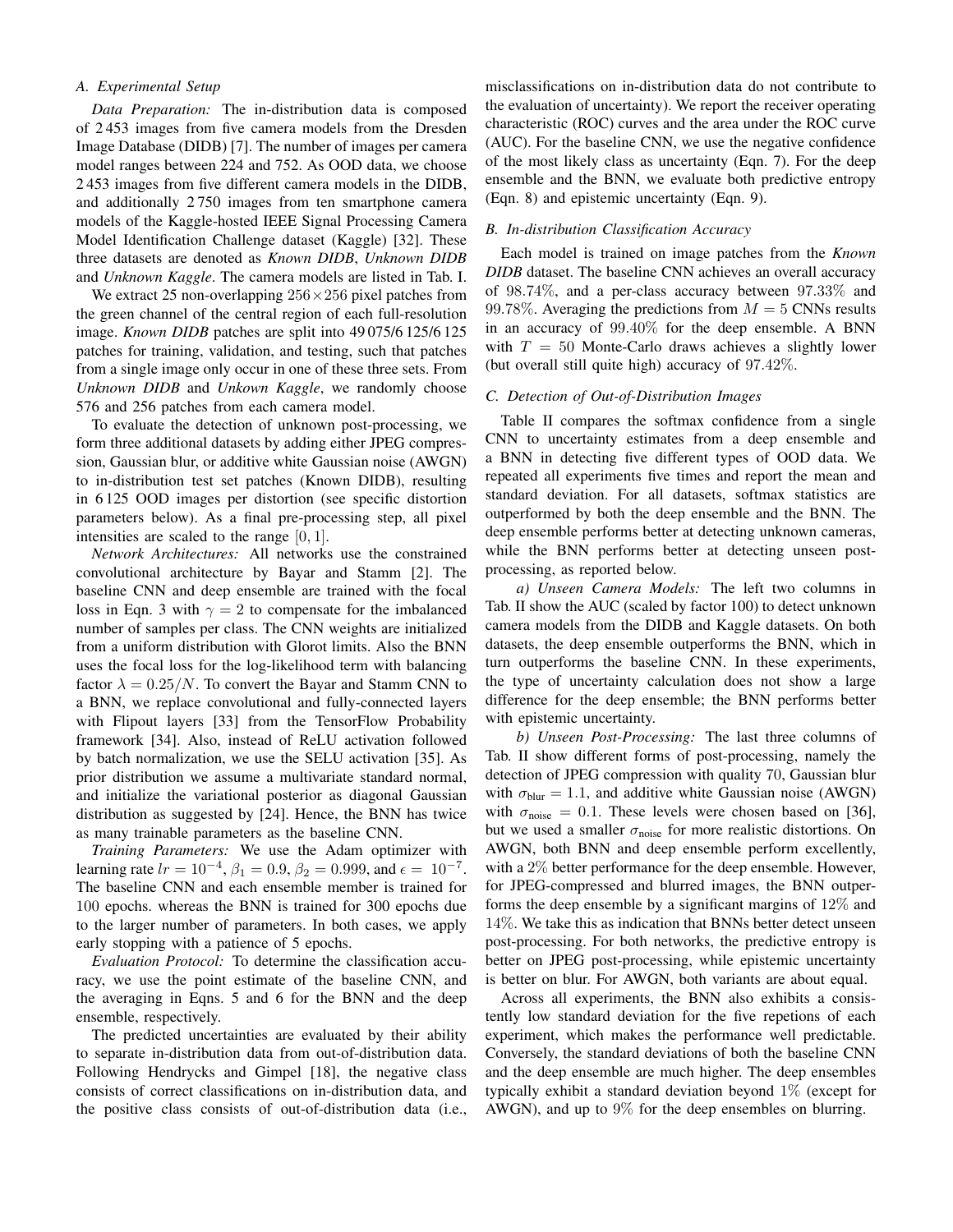### A. Experimental Setup

*Data Preparation:* The in-distribution data is composed of 2 453 images from five camera models from the Dresden Image Database (DIDB) [7]. The number of images per camera model ranges between 224 and 752. As OOD data, we choose 2 453 images from five different camera models in the DIDB, and additionally 2 750 images from ten smartphone camera models of the Kaggle-hosted IEEE Signal Processing Camera Model Identification Challenge dataset (Kaggle) [32]. These three datasets are denoted as ***Known DIDB***, ***Unknown DIDB*** and ***Unknown Kaggle***. The camera models are listed in Tab. I.

We extract 25 non-overlapping $256 \times 256$ pixel patches from the green channel of the central region of each full-resolution image. *Known DIDB* patches are split into 49 075/6 125/6 125 patches for training, validation, and testing, such that patches from a single image only occur in one of these three sets. From *Unknown DIDB* and *Unkown Kaggle*, we randomly choose 576 and 256 patches from each camera model.

To evaluate the detection of unknown post-processing, we form three additional datasets by adding either JPEG compression, Gaussian blur, or additive white Gaussian noise (AWGN) to in-distribution test set patches (Known DIDB), resulting in 6 125 OOD images per distortion (see specific distortion parameters below). As a final pre-processing step, all pixel intensities are scaled to the range $[0, 1]$.

*Network Architectures:* All networks use the constrained convolutional architecture by Bayar and Stamm [2]. The baseline CNN and deep ensemble are trained with the focal loss in Eqn. 3 with $\gamma = 2$ to compensate for the imbalanced number of samples per class. The CNN weights are initialized from a uniform distribution with Glorot limits. Also the BNN uses the focal loss for the log-likelihood term with balancing factor $\lambda = 0.25/N$. To convert the Bayar and Stamm CNN to a BNN, we replace convolutional and fully-connected layers with Flipout layers [33] from the TensorFlow Probability framework [34]. Also, instead of ReLU activation followed by batch normalization, we use the SELU activation [35]. As prior distribution we assume a multivariate standard normal, and initialize the variational posterior as diagonal Gaussian distribution as suggested by [24]. Hence, the BNN has twice as many trainable parameters as the baseline CNN.

*Training Parameters:* We use the Adam optimizer with learning rate $lr = 10^{-4}$, $\beta_1 = 0.9$, $\beta_2 = 0.999$, and $\epsilon = 10^{-7}$. The baseline CNN and each ensemble member is trained for 100 epochs. whereas the BNN is trained for 300 epochs due to the larger number of parameters. In both cases, we apply early stopping with a patience of 5 epochs.

*Evaluation Protocol:* To determine the classification accuracy, we use the point estimate of the baseline CNN, and the averaging in Eqns. 5 and 6 for the BNN and the deep ensemble, respectively.

The predicted uncertainties are evaluated by their ability to separate in-distribution data from out-of-distribution data. Following Hendrycks and Gimpel [18], the negative class consists of correct classifications on in-distribution data, and the positive class consists of out-of-distribution data (i.e., misclassifications on in-distribution data do not contribute to the evaluation of uncertainty). We report the receiver operating characteristic (ROC) curves and the area under the ROC curve (AUC). For the baseline CNN, we use the negative confidence of the most likely class as uncertainty (Eqn. 7). For the deep ensemble and the BNN, we evaluate both predictive entropy (Eqn. 8) and epistemic uncertainty (Eqn. 9).

### B. In-distribution Classification Accuracy

Each model is trained on image patches from the ***Known DIDB*** dataset. The baseline CNN achieves an overall accuracy of 98.74%, and a per-class accuracy between 97.33% and 99.78%. Averaging the predictions from $M = 5$ CNNs results in an accuracy of 99.40% for the deep ensemble. A BNN with $T = 50$ Monte-Carlo draws achieves a slightly lower (but overall still quite high) accuracy of 97.42%.

### C. Detection of Out-of-Distribution Images

Table II compares the softmax confidence from a single CNN to uncertainty estimates from a deep ensemble and a BNN in detecting five different types of OOD data. We repeated all experiments five times and report the mean and standard deviation. For all datasets, softmax statistics are outperformed by both the deep ensemble and the BNN. The deep ensemble performs better at detecting unknown cameras, while the BNN performs better at detecting unseen post-processing, as reported below.

*a) Unseen Camera Models:* The left two columns in Tab. II show the AUC (scaled by factor 100) to detect unknown camera models from the DIDB and Kaggle datasets. On both datasets, the deep ensemble outperforms the BNN, which in turn outperforms the baseline CNN. In these experiments, the type of uncertainty calculation does not show a large difference for the deep ensemble; the BNN performs better with epistemic uncertainty.

*b) Unseen Post-Processing:* The last three columns of Tab. II show different forms of post-processing, namely the detection of JPEG compression with quality 70, Gaussian blur with $\sigma_{\text{blur}} = 1.1$, and additive white Gaussian noise (AWGN) with $\sigma_{\text{noise}} = 0.1$. These levels were chosen based on [36], but we used a smaller $\sigma_{\text{noise}}$ for more realistic distortions. On AWGN, both BNN and deep ensemble perform excellently, with a 2% better performance for the deep ensemble. However, for JPEG-compressed and blurred images, the BNN outperforms the deep ensemble by a significant margins of 12% and 14%. We take this as indication that BNNs better detect unseen post-processing. For both networks, the predictive entropy is better on JPEG post-processing, while epistemic uncertainty is better on blur. For AWGN, both variants are about equal.

Across all experiments, the BNN also exhibits a consistently low standard deviation for the five repetions of each experiment, which makes the performance well predictable. Conversely, the standard deviations of both the baseline CNN and the deep ensemble are much higher. The deep ensembles typically exhibit a standard deviation beyond 1% (except for AWGN), and up to 9% for the deep ensembles on blurring.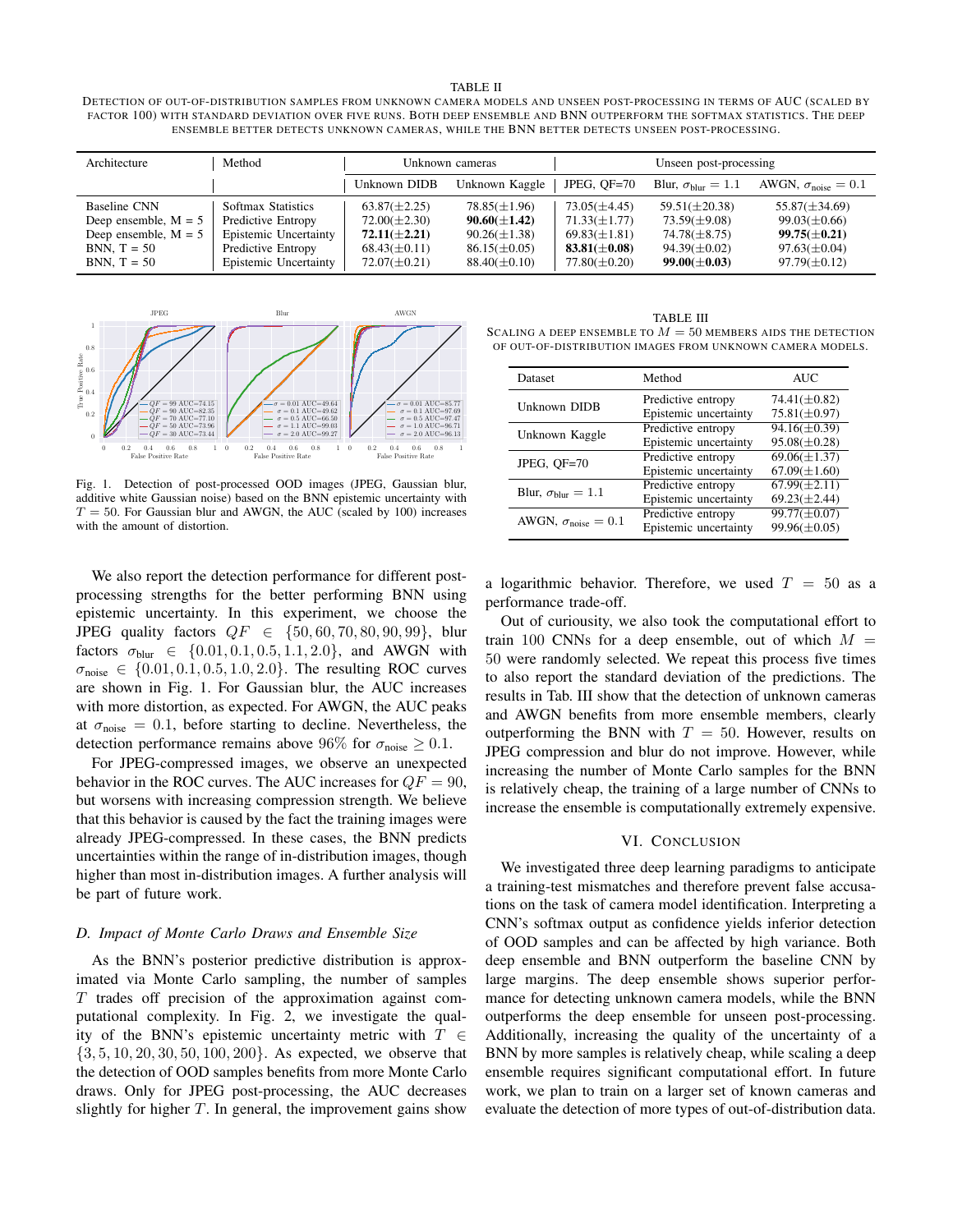TABLE II

DETECTION OF OUT-OF-DISTRIBUTION SAMPLES FROM UNKNOWN CAMERA MODELS AND UNSEEN POST-PROCESSING IN TERMS OF AUC (SCALED BY FACTOR 100) WITH STANDARD DEVIATION OVER FIVE RUNS. BOTH DEEP ENSEMBLE AND BNN OUTPERFORM THE SOFTMAX STATISTICS. THE DEEP ENSEMBLE BETTER DETECTS UNKNOWN CAMERAS, WHILE THE BNN BETTER DETECTS UNSEEN POST-PROCESSING.

| Architecture | Method | Unknown cameras | | Unseen post-processing | | |
|---|---|---|---|---|---|---|
| | | Unknown DIDB | Unknown Kaggle | JPEG, QF=70 | Blur, $\sigma_{\text{blur}} = 1.1$ | AWGN, $\sigma_{\text{noise}} = 0.1$ |
| Baseline CNN | Softmax Statistics | 63.87($\pm$2.25) | 78.85($\pm$1.96) | 73.05($\pm$4.45) | 59.51($\pm$20.38) | 55.87($\pm$34.69) |
| Deep ensemble, M = 5 | Predictive Entropy | 72.00($\pm$2.30) | **90.60($\pm$1.42)** | 71.33($\pm$1.77) | 73.59($\pm$9.08) | 99.03($\pm$0.66) |
| Deep ensemble, M = 5 | Epistemic Uncertainty | **72.11($\pm$2.21)** | 90.26($\pm$1.38) | 69.83($\pm$1.81) | 74.78($\pm$8.75) | **99.75($\pm$0.21)** |
| BNN, T = 50 | Predictive Entropy | 68.43($\pm$0.11) | 86.15($\pm$0.05) | **83.81($\pm$0.08)** | 94.39($\pm$0.02) | 97.63($\pm$0.04) |
| BNN, T = 50 | Epistemic Uncertainty | 72.07($\pm$0.21) | 88.40($\pm$0.10) | 77.80($\pm$0.20) | **99.00($\pm$0.03)** | 97.79($\pm$0.12) |

Fig. 1. Detection of post-processed OOD images (JPEG, Gaussian blur, additive white Gaussian noise) based on the BNN epistemic uncertainty with $T = 50$. For Gaussian blur and AWGN, the AUC (scaled by 100) increases with the amount of distortion.

We also report the detection performance for different post-processing strengths for the better performing BNN using epistemic uncertainty. In this experiment, we choose the JPEG quality factors $QF \in \{50, 60, 70, 80, 90, 99\}$, blur factors $\sigma_{\text{blur}} \in \{0.01, 0.1, 0.5, 1.1, 2.0\}$, and AWGN with $\sigma_{\text{noise}} \in \{0.01, 0.1, 0.5, 1.0, 2.0\}$. The resulting ROC curves are shown in Fig. 1. For Gaussian blur, the AUC increases with more distortion, as expected. For AWGN, the AUC peaks at $\sigma_{\text{noise}} = 0.1$, before starting to decline. Nevertheless, the detection performance remains above 96% for $\sigma_{\text{noise}} \geq 0.1$.

For JPEG-compressed images, we observe an unexpected behavior in the ROC curves. The AUC increases for $QF = 90$, but worsens with increasing compression strength. We believe that this behavior is caused by the fact the training images were already JPEG-compressed. In these cases, the BNN predicts uncertainties within the range of in-distribution images, though higher than most in-distribution images. A further analysis will be part of future work.

### *D. Impact of Monte Carlo Draws and Ensemble Size*

As the BNN's posterior predictive distribution is approximated via Monte Carlo sampling, the number of samples $T$ trades off precision of the approximation against computational complexity. In Fig. 2, we investigate the quality of the BNN's epistemic uncertainty metric with $T \in \{3, 5, 10, 20, 30, 50, 100, 200\}$. As expected, we observe that the detection of OOD samples benefits from more Monte Carlo draws. Only for JPEG post-processing, the AUC decreases slightly for higher $T$. In general, the improvement gains show a logarithmic behavior. Therefore, we used $T = 50$ as a performance trade-off.

TABLE III

SCALING A DEEP ENSEMBLE TO $M = 50$ MEMBERS AIDS THE DETECTION OF OUT-OF-DISTRIBUTION IMAGES FROM UNKNOWN CAMERA MODELS.

| Dataset | Method | AUC |
|---|---|---|
| Unknown DIDB | Predictive entropy | 74.41($\pm$0.82) |
| | Epistemic uncertainty | 75.81($\pm$0.97) |
| Unknown Kaggle | Predictive entropy | 94.16($\pm$0.39) |
| | Epistemic uncertainty | 95.08($\pm$0.28) |
| JPEG, QF=70 | Predictive entropy | 69.06($\pm$1.37) |
| | Epistemic uncertainty | 67.09($\pm$1.60) |
| Blur, $\sigma_{\text{blur}} = 1.1$ | Predictive entropy | 67.99($\pm$2.11) |
| | Epistemic uncertainty | 69.23($\pm$2.44) |
| AWGN, $\sigma_{\text{noise}} = 0.1$ | Predictive entropy | 99.77($\pm$0.07) |
| | Epistemic uncertainty | 99.96($\pm$0.05) |

Out of curiousity, we also took the computational effort to train 100 CNNs for a deep ensemble, out of which $M = 50$ were randomly selected. We repeat this process five times to also report the standard deviation of the predictions. The results in Tab. III show that the detection of unknown cameras and AWGN benefits from more ensemble members, clearly outperforming the BNN with $T = 50$. However, results on JPEG compression and blur do not improve. However, while increasing the number of Monte Carlo samples for the BNN is relatively cheap, the training of a large number of CNNs to increase the ensemble is computationally extremely expensive.

## VI. CONCLUSION

We investigated three deep learning paradigms to anticipate a training-test mismatches and therefore prevent false accusations on the task of camera model identification. Interpreting a CNN's softmax output as confidence yields inferior detection of OOD samples and can be affected by high variance. Both deep ensemble and BNN outperform the baseline CNN by large margins. The deep ensemble shows superior performance for detecting unknown camera models, while the BNN outperforms the deep ensemble for unseen post-processing. Additionally, increasing the quality of the uncertainty of a BNN by more samples is relatively cheap, while scaling a deep ensemble requires significant computational effort. In future work, we plan to train on a larger set of known cameras and evaluate the detection of more types of out-of-distribution data.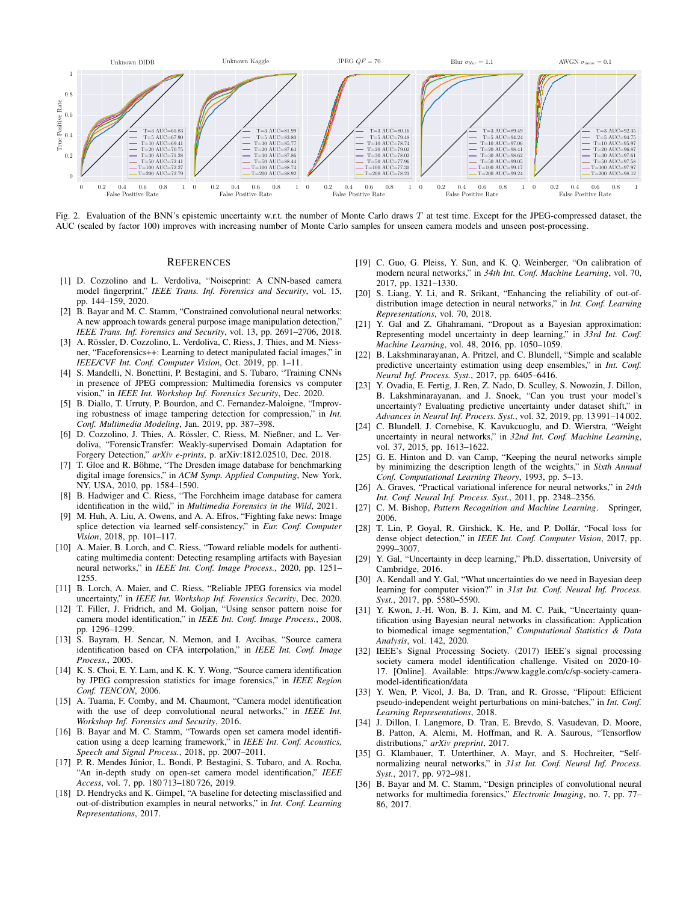Unknown DIDB

True Positive Rate

False Positive Rate

T=3 AUC=65.83
T=5 AUC=67.90
T=10 AUC=69.41
T=20 AUC=70.75
T=30 AUC=71.28
T=50 AUC=72.41
T=100 AUC=72.27
T=200 AUC=72.79

Unknown Kaggle

T=3 AUC=81.99
T=5 AUC=83.80
T=10 AUC=85.77
T=20 AUC=87.64
T=30 AUC=87.86
T=50 AUC=88.44
T=100 AUC=88.74
T=200 AUC=88.92

JPEG $QF = 70$

T=3 AUC=80.16
T=5 AUC=79.48
T=10 AUC=78.74
T=20 AUC=79.02
T=30 AUC=78.02
T=50 AUC=77.96
T=100 AUC=77.30
T=200 AUC=78.23

Blur $\sigma_{blur} = 1.1$

T=3 AUC=89.49
T=5 AUC=94.24
T=10 AUC=97.06
T=20 AUC=98.41
T=30 AUC=98.62
T=50 AUC=99.05
T=100 AUC=99.17
T=200 AUC=99.24

AWGN $\sigma_{noise} = 0.1$

T=3 AUC=92.35
T=5 AUC=94.75
T=10 AUC=95.97
T=20 AUC=96.87
T=30 AUC=97.61
T=50 AUC=97.58
T=100 AUC=97.97
T=200 AUC=98.12

Fig. 2. Evaluation of the BNN's epistemic uncertainty w.r.t. the number of Monte Carlo draws $T$ at test time. Except for the JPEG-compressed dataset, the AUC (scaled by factor 100) improves with increasing number of Monte Carlo samples for unseen camera models and unseen post-processing.

## References

[1] D. Cozzolino and L. Verdoliva, "Noiseprint: A CNN-based camera model fingerprint," *IEEE Trans. Inf. Forensics and Security*, vol. 15, pp. 144–159, 2020.

[2] B. Bayar and M. C. Stamm, "Constrained convolutional neural networks: A new approach towards general purpose image manipulation detection," *IEEE Trans. Inf. Forensics and Security*, vol. 13, pp. 2691–2706, 2018.

[3] A. Rössler, D. Cozzolino, L. Verdoliva, C. Riess, J. Thies, and M. Niessner, "Faceforensics++: Learning to detect manipulated facial images," in *IEEE/CVF Int. Conf. Computer Vision*, Oct. 2019, pp. 1–11.

[4] S. Mandelli, N. Bonettini, P. Bestagini, and S. Tubaro, "Training CNNs in presence of JPEG compression: Multimedia forensics vs computer vision," in *IEEE Int. Workshop Inf. Forensics Security*, Dec. 2020.

[5] B. Diallo, T. Urruty, P. Bourdon, and C. Fernandez-Maloigne, "Improving robustness of image tampering detection for compression," in *Int. Conf. Multimedia Modeling*, Jan. 2019, pp. 387–398.

[6] D. Cozzolino, J. Thies, A. Rössler, C. Riess, M. Nießner, and L. Verdoliva, "ForensicTransfer: Weakly-supervised Domain Adaptation for Forgery Detection," *arXiv e-prints*, p. arXiv:1812.02510, Dec. 2018.

[7] T. Gloe and R. Böhme, "The Dresden image database for benchmarking digital image forensics," in *ACM Symp. Applied Computing*, New York, NY, USA, 2010, pp. 1584–1590.

[8] B. Hadwiger and C. Riess, "The Forchheim image database for camera identification in the wild," in *Multimedia Forensics in the Wild*, 2021.

[9] M. Huh, A. Liu, A. Owens, and A. A. Efros, "Fighting fake news: Image splice detection via learned self-consistency," in *Eur. Conf. Computer Vision*, 2018, pp. 101–117.

[10] A. Maier, B. Lorch, and C. Riess, "Toward reliable models for authenticating multimedia content: Detecting resampling artifacts with Bayesian neural networks," in *IEEE Int. Conf. Image Process.*, 2020, pp. 1251–1255.

[11] B. Lorch, A. Maier, and C. Riess, "Reliable JPEG forensics via model uncertainty," in *IEEE Int. Workshop Inf. Forensics Security*, Dec. 2020.

[12] T. Filler, J. Fridrich, and M. Goljan, "Using sensor pattern noise for camera model identification," in *IEEE Int. Conf. Image Process.*, 2008, pp. 1296–1299.

[13] S. Bayram, H. Sencar, N. Memon, and I. Avcibas, "Source camera identification based on CFA interpolation," in *IEEE Int. Conf. Image Process.*, 2005.

[14] K. S. Choi, E. Y. Lam, and K. K. Y. Wong, "Source camera identification by JPEG compression statistics for image forensics," in *IEEE Region Conf. TENCON*, 2006.

[15] A. Tuama, F. Comby, and M. Chaumont, "Camera model identification with the use of deep convolutional neural networks," in *IEEE Int. Workshop Inf. Forensics and Security*, 2016.

[16] B. Bayar and M. C. Stamm, "Towards open set camera model identification using a deep learning framework," in *IEEE Int. Conf. Acoustics, Speech and Signal Process.*, 2018, pp. 2007–2011.

[17] P. R. Mendes Júnior, L. Bondi, P. Bestagini, S. Tubaro, and A. Rocha, "An in-depth study on open-set camera model identification," *IEEE Access*, vol. 7, pp. 180 713–180 726, 2019.

[18] D. Hendrycks and K. Gimpel, "A baseline for detecting misclassified and out-of-distribution examples in neural networks," in *Int. Conf. Learning Representations*, 2017.

[19] C. Guo, G. Pleiss, Y. Sun, and K. Q. Weinberger, "On calibration of modern neural networks," in *34th Int. Conf. Machine Learning*, vol. 70, 2017, pp. 1321–1330.

[20] S. Liang, Y. Li, and R. Srikant, "Enhancing the reliability of out-of-distribution image detection in neural networks," in *Int. Conf. Learning Representations*, vol. 70, 2018.

[21] Y. Gal and Z. Ghahramani, "Dropout as a Bayesian approximation: Representing model uncertainty in deep learning," in *33rd Int. Conf. Machine Learning*, vol. 48, 2016, pp. 1050–1059.

[22] B. Lakshminarayanan, A. Pritzel, and C. Blundell, "Simple and scalable predictive uncertainty estimation using deep ensembles," in *Int. Conf. Neural Inf. Process. Syst.*, 2017, pp. 6405–6416.

[23] Y. Ovadia, E. Fertig, J. Ren, Z. Nado, D. Sculley, S. Nowozin, J. Dillon, B. Lakshminarayanan, and J. Snoek, "Can you trust your model's uncertainty? Evaluating predictive uncertainty under dataset shift," in *Advances in Neural Inf. Process. Syst.*, vol. 32, 2019, pp. 13 991–14 002.

[24] C. Blundell, J. Cornebise, K. Kavukcuoglu, and D. Wierstra, "Weight uncertainty in neural networks," in *32nd Int. Conf. Machine Learning*, vol. 37, 2015, pp. 1613–1622.

[25] G. E. Hinton and D. van Camp, "Keeping the neural networks simple by minimizing the description length of the weights," in *Sixth Annual Conf. Computational Learning Theory*, 1993, pp. 5–13.

[26] A. Graves, "Practical variational inference for neural networks," in *24th Int. Conf. Neural Inf. Process. Syst.*, 2011, pp. 2348–2356.

[27] C. M. Bishop, *Pattern Recognition and Machine Learning*. Springer, 2006.

[28] T. Lin, P. Goyal, R. Girshick, K. He, and P. Dollár, "Focal loss for dense object detection," in *IEEE Int. Conf. Computer Vision*, 2017, pp. 2999–3007.

[29] Y. Gal, "Uncertainty in deep learning," Ph.D. dissertation, University of Cambridge, 2016.

[30] A. Kendall and Y. Gal, "What uncertainties do we need in Bayesian deep learning for computer vision?" in *31st Int. Conf. Neural Inf. Process. Syst.*, 2017, pp. 5580–5590.

[31] Y. Kwon, J.-H. Won, B. J. Kim, and M. C. Paik, "Uncertainty quantification using Bayesian neural networks in classification: Application to biomedical image segmentation," *Computational Statistics & Data Analysis*, vol. 142, 2020.

[32] IEEE's Signal Processing Society. (2017) IEEE's signal processing society camera model identification challenge. Visited on 2020-10-17. [Online]. Available: https://www.kaggle.com/c/sp-society-camera-model-identification/data

[33] Y. Wen, P. Vicol, J. Ba, D. Tran, and R. Grosse, "Flipout: Efficient pseudo-independent weight perturbations on mini-batches," in *Int. Conf. Learning Representations*, 2018.

[34] J. Dillon, I. Langmore, D. Tran, E. Brevdo, S. Vasudevan, D. Moore, B. Patton, A. Alemi, M. Hoffman, and R. A. Saurous, "Tensorflow distributions," *arXiv preprint*, 2017.

[35] G. Klambauer, T. Unterthiner, A. Mayr, and S. Hochreiter, "Self-normalizing neural networks," in *31st Int. Conf. Neural Inf. Process. Syst.*, 2017, pp. 972–981.

[36] B. Bayar and M. C. Stamm, "Design principles of convolutional neural networks for multimedia forensics," *Electronic Imaging*, no. 7, pp. 77–86, 2017.